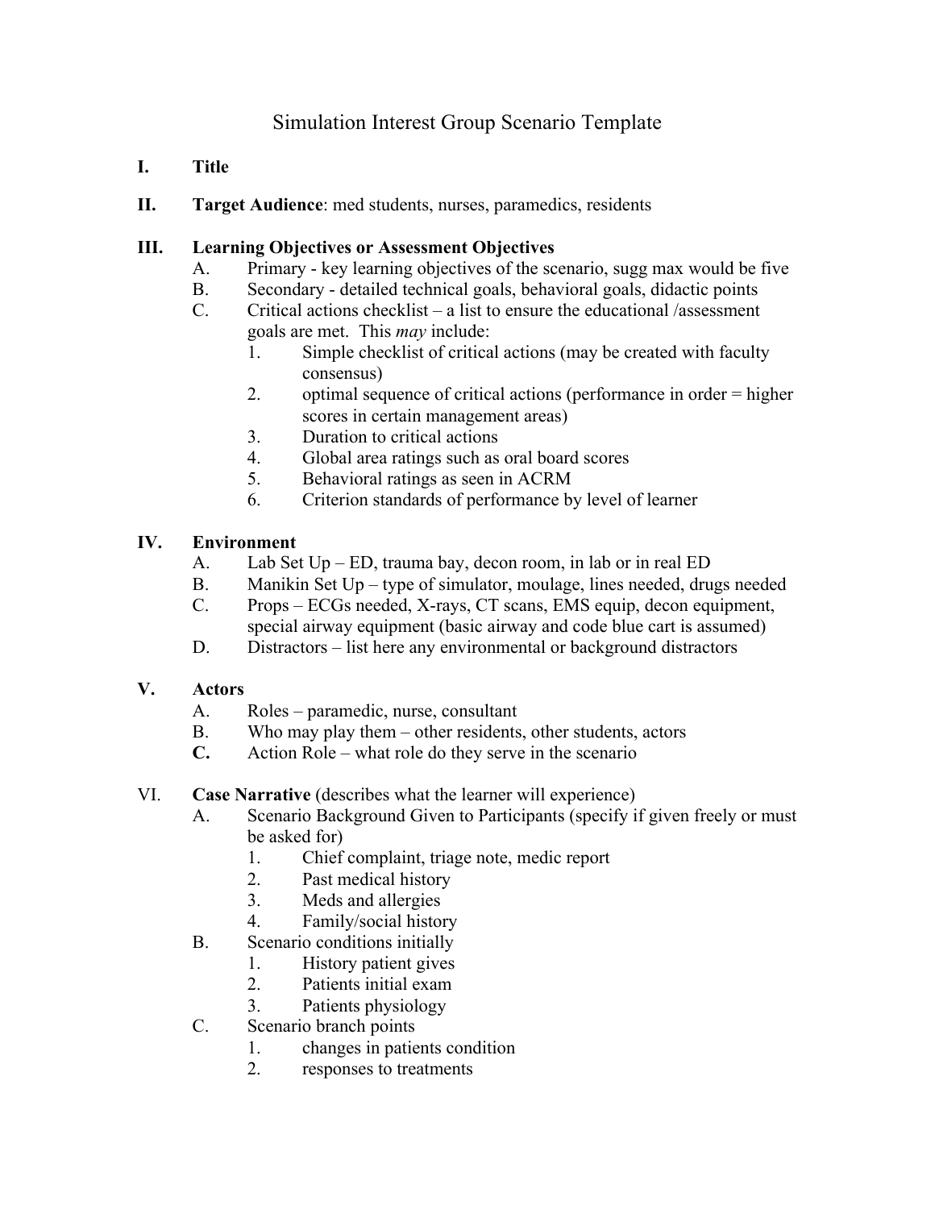# Simulation Interest Group Scenario Template

**I. Title**

**II. Target Audience**: med students, nurses, paramedics, residents

**III. Learning Objectives or Assessment Objectives**

- A. Primary - key learning objectives of the scenario, sugg max would be five
- B. Secondary - detailed technical goals, behavioral goals, didactic points
- C. Critical actions checklist – a list to ensure the educational /assessment goals are met. This *may* include:
  1. Simple checklist of critical actions (may be created with faculty consensus)
  2. optimal sequence of critical actions (performance in order = higher scores in certain management areas)
  3. Duration to critical actions
  4. Global area ratings such as oral board scores
  5. Behavioral ratings as seen in ACRM
  6. Criterion standards of performance by level of learner

**IV. Environment**

- A. Lab Set Up – ED, trauma bay, decon room, in lab or in real ED
- B. Manikin Set Up – type of simulator, moulage, lines needed, drugs needed
- C. Props – ECGs needed, X-rays, CT scans, EMS equip, decon equipment, special airway equipment (basic airway and code blue cart is assumed)
- D. Distractors – list here any environmental or background distractors

**V. Actors**

- A. Roles – paramedic, nurse, consultant
- B. Who may play them – other residents, other students, actors
- **C.** Action Role – what role do they serve in the scenario

VI. **Case Narrative** (describes what the learner will experience)

- A. Scenario Background Given to Participants (specify if given freely or must be asked for)
  1. Chief complaint, triage note, medic report
  2. Past medical history
  3. Meds and allergies
  4. Family/social history
- B. Scenario conditions initially
  1. History patient gives
  2. Patients initial exam
  3. Patients physiology
- C. Scenario branch points
  1. changes in patients condition
  2. responses to treatments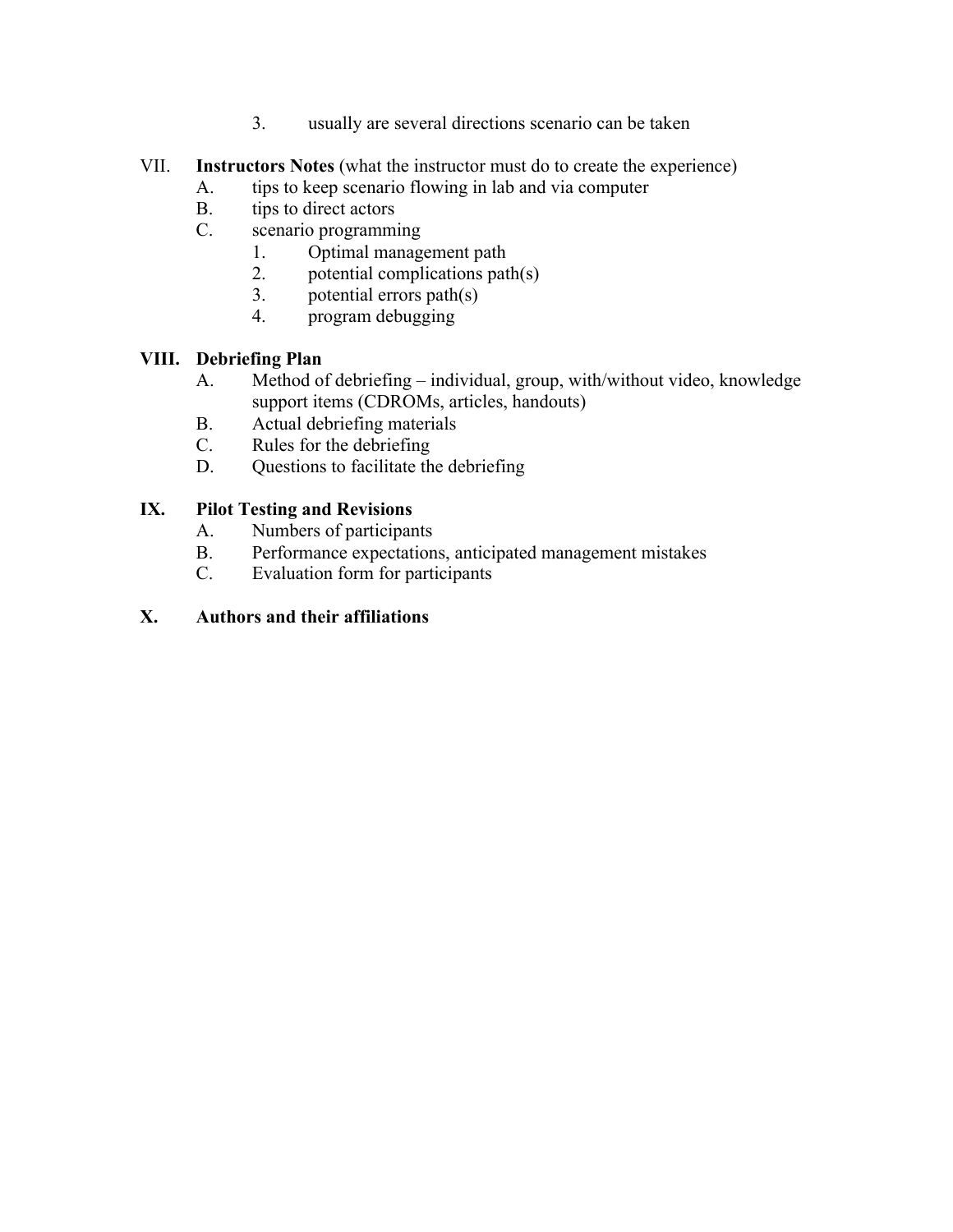3. usually are several directions scenario can be taken

VII. **Instructors Notes** (what the instructor must do to create the experience)

A. tips to keep scenario flowing in lab and via computer

B. tips to direct actors

C. scenario programming

1. Optimal management path
2. potential complications path(s)
3. potential errors path(s)
4. program debugging

**VIII. Debriefing Plan**

A. Method of debriefing – individual, group, with/without video, knowledge support items (CDROMs, articles, handouts)

B. Actual debriefing materials

C. Rules for the debriefing

D. Questions to facilitate the debriefing

**IX. Pilot Testing and Revisions**

A. Numbers of participants

B. Performance expectations, anticipated management mistakes

C. Evaluation form for participants

**X. Authors and their affiliations**